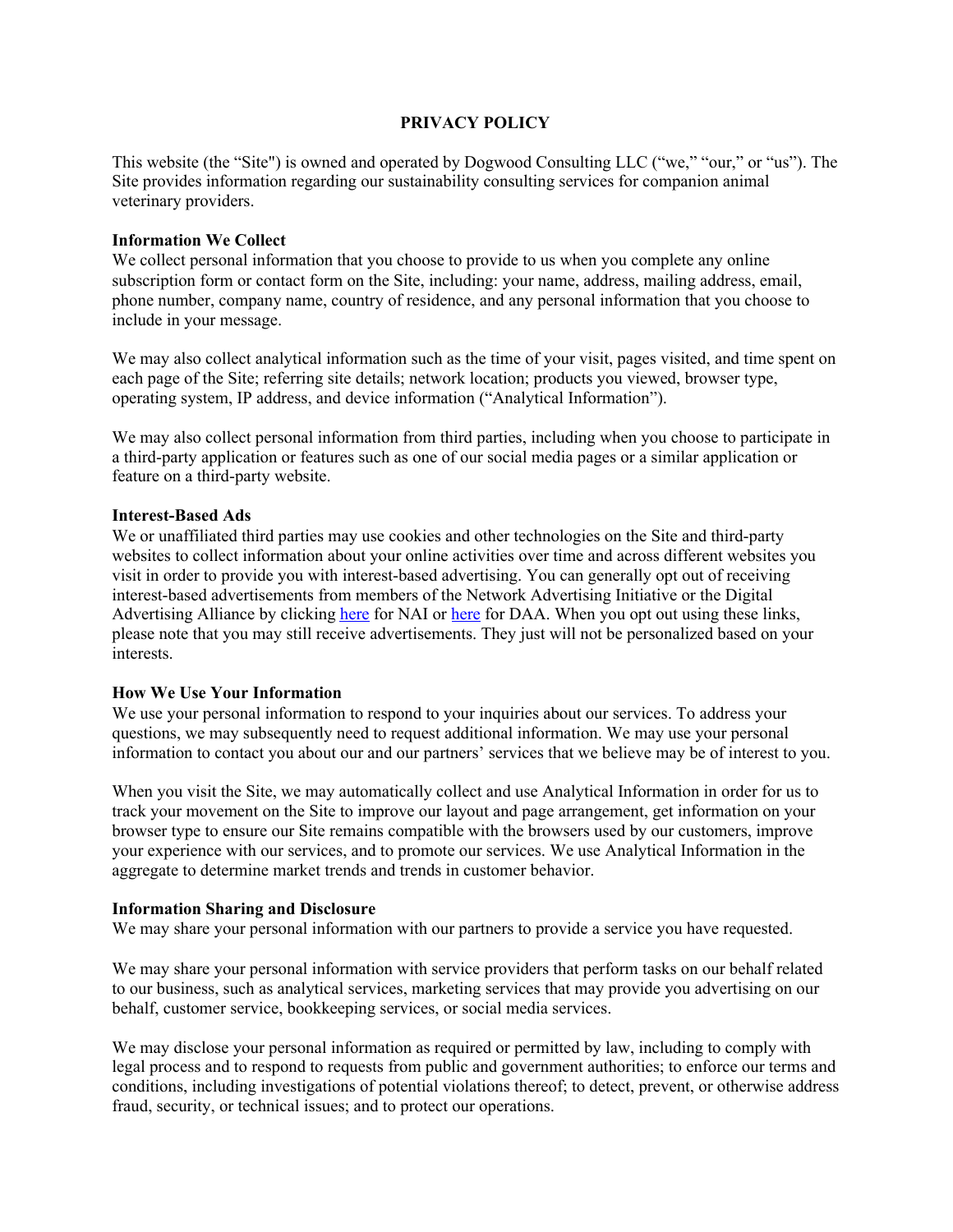# PRIVACY POLICY

This website (the "Site") is owned and operated by Dogwood Consulting LLC ("we," "our," or "us"). The Site provides information regarding our sustainability consulting services for companion animal veterinary providers.

**Information We Collect**

We collect personal information that you choose to provide to us when you complete any online subscription form or contact form on the Site, including: your name, address, mailing address, email, phone number, company name, country of residence, and any personal information that you choose to include in your message.

We may also collect analytical information such as the time of your visit, pages visited, and time spent on each page of the Site; referring site details; network location; products you viewed, browser type, operating system, IP address, and device information ("Analytical Information").

We may also collect personal information from third parties, including when you choose to participate in a third-party application or features such as one of our social media pages or a similar application or feature on a third-party website.

**Interest-Based Ads**

We or unaffiliated third parties may use cookies and other technologies on the Site and third-party websites to collect information about your online activities over time and across different websites you visit in order to provide you with interest-based advertising. You can generally opt out of receiving interest-based advertisements from members of the Network Advertising Initiative or the Digital Advertising Alliance by clicking here for NAI or here for DAA. When you opt out using these links, please note that you may still receive advertisements. They just will not be personalized based on your interests.

**How We Use Your Information**

We use your personal information to respond to your inquiries about our services. To address your questions, we may subsequently need to request additional information. We may use your personal information to contact you about our and our partners' services that we believe may be of interest to you.

When you visit the Site, we may automatically collect and use Analytical Information in order for us to track your movement on the Site to improve our layout and page arrangement, get information on your browser type to ensure our Site remains compatible with the browsers used by our customers, improve your experience with our services, and to promote our services. We use Analytical Information in the aggregate to determine market trends and trends in customer behavior.

**Information Sharing and Disclosure**

We may share your personal information with our partners to provide a service you have requested.

We may share your personal information with service providers that perform tasks on our behalf related to our business, such as analytical services, marketing services that may provide you advertising on our behalf, customer service, bookkeeping services, or social media services.

We may disclose your personal information as required or permitted by law, including to comply with legal process and to respond to requests from public and government authorities; to enforce our terms and conditions, including investigations of potential violations thereof; to detect, prevent, or otherwise address fraud, security, or technical issues; and to protect our operations.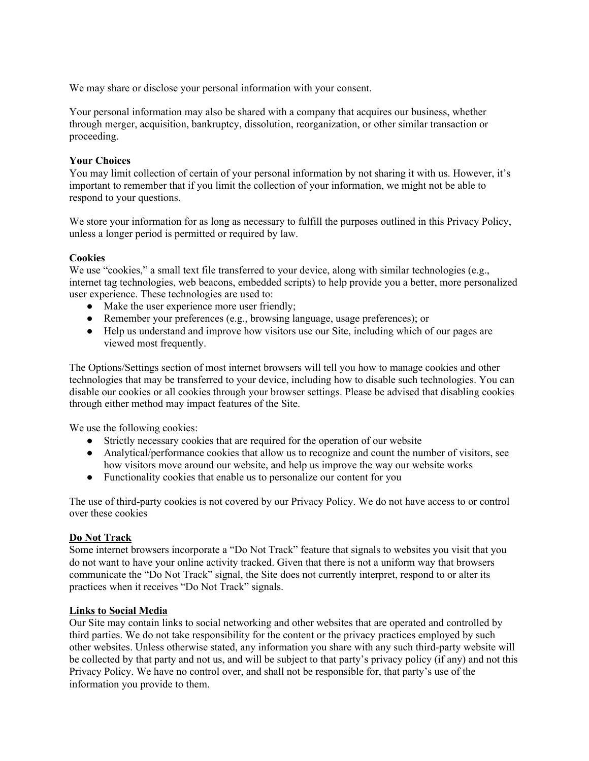We may share or disclose your personal information with your consent.

Your personal information may also be shared with a company that acquires our business, whether through merger, acquisition, bankruptcy, dissolution, reorganization, or other similar transaction or proceeding.

**Your Choices**

You may limit collection of certain of your personal information by not sharing it with us. However, it's important to remember that if you limit the collection of your information, we might not be able to respond to your questions.

We store your information for as long as necessary to fulfill the purposes outlined in this Privacy Policy, unless a longer period is permitted or required by law.

**Cookies**

We use "cookies," a small text file transferred to your device, along with similar technologies (e.g., internet tag technologies, web beacons, embedded scripts) to help provide you a better, more personalized user experience. These technologies are used to:

- Make the user experience more user friendly;
- Remember your preferences (e.g., browsing language, usage preferences); or
- Help us understand and improve how visitors use our Site, including which of our pages are viewed most frequently.

The Options/Settings section of most internet browsers will tell you how to manage cookies and other technologies that may be transferred to your device, including how to disable such technologies. You can disable our cookies or all cookies through your browser settings. Please be advised that disabling cookies through either method may impact features of the Site.

We use the following cookies:

- Strictly necessary cookies that are required for the operation of our website
- Analytical/performance cookies that allow us to recognize and count the number of visitors, see how visitors move around our website, and help us improve the way our website works
- Functionality cookies that enable us to personalize our content for you

The use of third-party cookies is not covered by our Privacy Policy. We do not have access to or control over these cookies

**Do Not Track**

Some internet browsers incorporate a "Do Not Track" feature that signals to websites you visit that you do not want to have your online activity tracked. Given that there is not a uniform way that browsers communicate the "Do Not Track" signal, the Site does not currently interpret, respond to or alter its practices when it receives "Do Not Track" signals.

**Links to Social Media**

Our Site may contain links to social networking and other websites that are operated and controlled by third parties. We do not take responsibility for the content or the privacy practices employed by such other websites. Unless otherwise stated, any information you share with any such third-party website will be collected by that party and not us, and will be subject to that party's privacy policy (if any) and not this Privacy Policy. We have no control over, and shall not be responsible for, that party's use of the information you provide to them.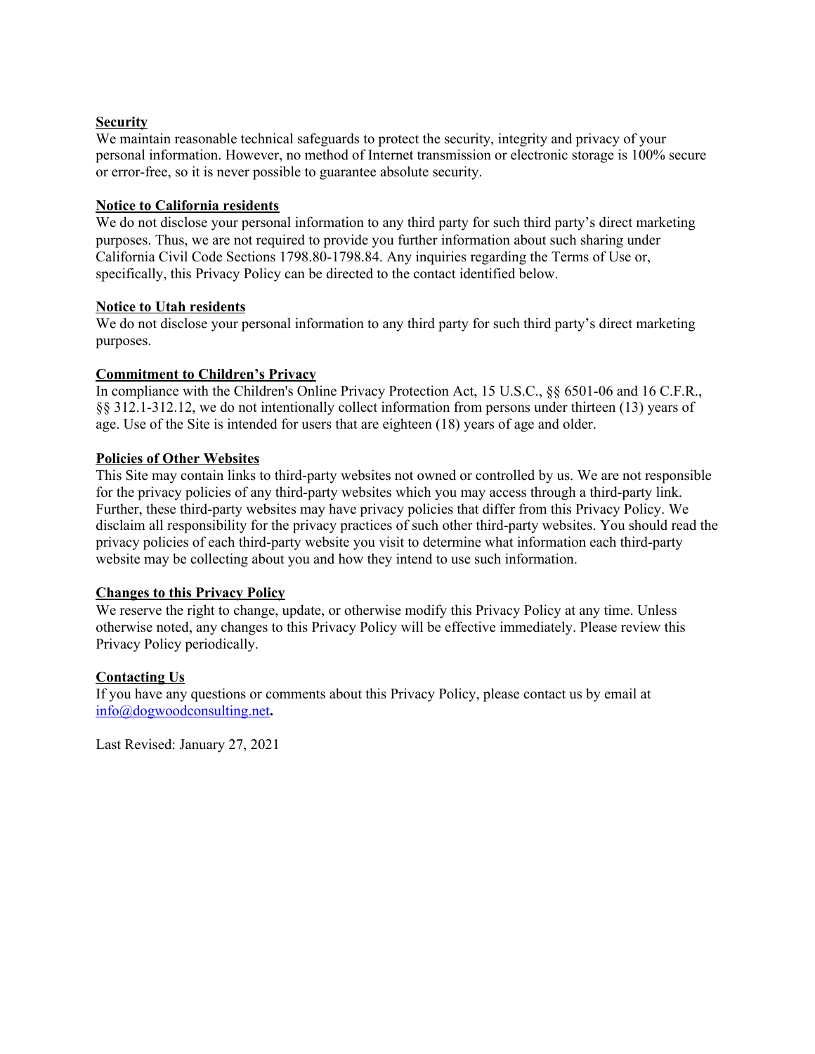## Security

We maintain reasonable technical safeguards to protect the security, integrity and privacy of your personal information. However, no method of Internet transmission or electronic storage is 100% secure or error-free, so it is never possible to guarantee absolute security.

## Notice to California residents

We do not disclose your personal information to any third party for such third party's direct marketing purposes. Thus, we are not required to provide you further information about such sharing under California Civil Code Sections 1798.80-1798.84. Any inquiries regarding the Terms of Use or, specifically, this Privacy Policy can be directed to the contact identified below.

## Notice to Utah residents

We do not disclose your personal information to any third party for such third party's direct marketing purposes.

## Commitment to Children's Privacy

In compliance with the Children's Online Privacy Protection Act, 15 U.S.C., §§ 6501-06 and 16 C.F.R., §§ 312.1-312.12, we do not intentionally collect information from persons under thirteen (13) years of age. Use of the Site is intended for users that are eighteen (18) years of age and older.

## Policies of Other Websites

This Site may contain links to third-party websites not owned or controlled by us. We are not responsible for the privacy policies of any third-party websites which you may access through a third-party link. Further, these third-party websites may have privacy policies that differ from this Privacy Policy. We disclaim all responsibility for the privacy practices of such other third-party websites. You should read the privacy policies of each third-party website you visit to determine what information each third-party website may be collecting about you and how they intend to use such information.

## Changes to this Privacy Policy

We reserve the right to change, update, or otherwise modify this Privacy Policy at any time. Unless otherwise noted, any changes to this Privacy Policy will be effective immediately. Please review this Privacy Policy periodically.

## Contacting Us

If you have any questions or comments about this Privacy Policy, please contact us by email at info@dogwoodconsulting.net**.**

Last Revised: January 27, 2021